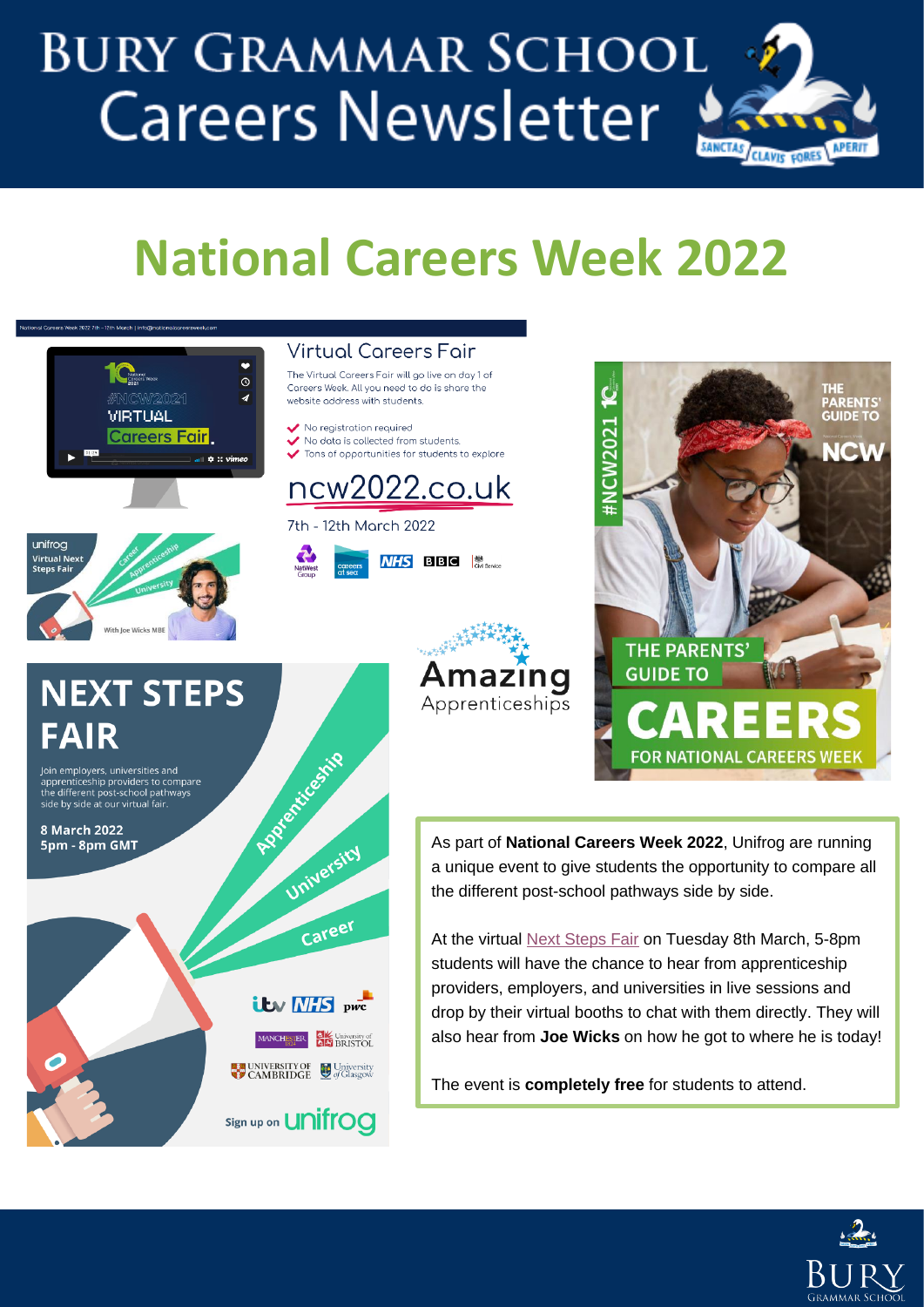# BURY GRAMMAR SCHOOL Careers Newsletter

## National Careers Week 2022

### Virtual Careers Fair

The Virtual Careers Fair will go live on day 1 of Careers Week. All you need to do is share the website address with students.

- No registration required
- No data is collected from students.
- Tons of opportunities for students to explore

ncw2022.co.uk

7th - 12th March 2022

### NEXT STEPS FAIR

Join employers, universities and apprenticeship providers to compare the different post-school pathways side by side at our virtual fair.

**8 March 2022**
**5pm - 8pm GMT**

Sign up on unifrog

Amazing Apprenticeships

THE PARENTS' GUIDE TO CAREERS FOR NATIONAL CAREERS WEEK

As part of **National Careers Week 2022**, Unifrog are running a unique event to give students the opportunity to compare all the different post-school pathways side by side.

At the virtual Next Steps Fair on Tuesday 8th March, 5-8pm students will have the chance to hear from apprenticeship providers, employers, and universities in live sessions and drop by their virtual booths to chat with them directly. They will also hear from **Joe Wicks** on how he got to where he is today!

The event is **completely free** for students to attend.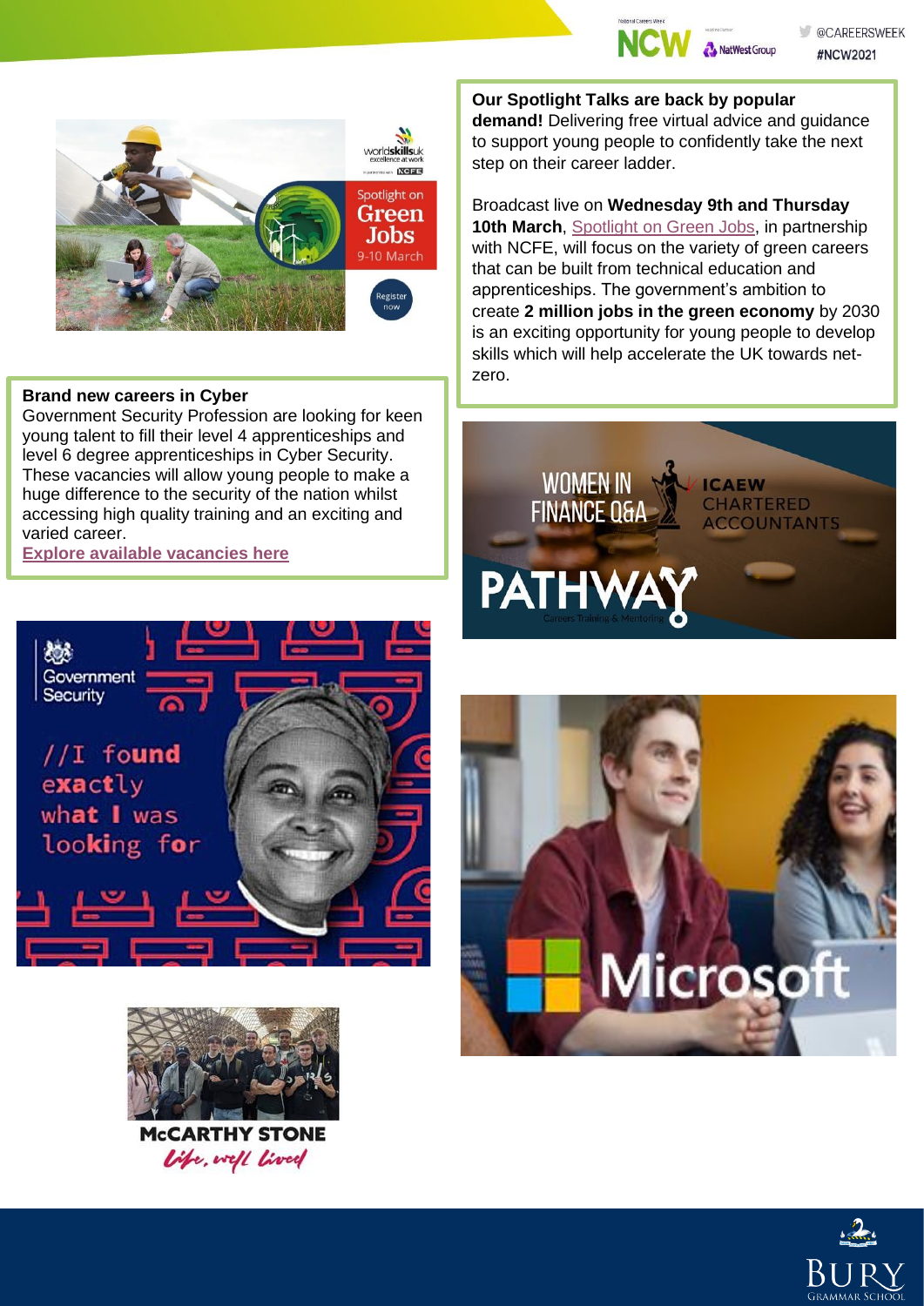**Our Spotlight Talks are back by popular demand!** Delivering free virtual advice and guidance to support young people to confidently take the next step on their career ladder.

Broadcast live on **Wednesday 9th and Thursday 10th March**, Spotlight on Green Jobs, in partnership with NCFE, will focus on the variety of green careers that can be built from technical education and apprenticeships. The government's ambition to create **2 million jobs in the green economy** by 2030 is an exciting opportunity for young people to develop skills which will help accelerate the UK towards net-zero.

**Brand new careers in Cyber**
Government Security Profession are looking for keen young talent to fill their level 4 apprenticeships and level 6 degree apprenticeships in Cyber Security. These vacancies will allow young people to make a huge difference to the security of the nation whilst accessing high quality training and an exciting and varied career.
**Explore available vacancies here**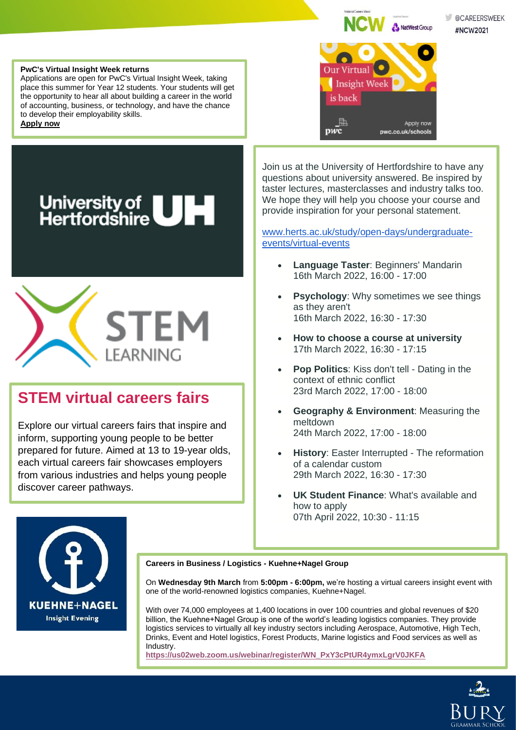**PwC's Virtual Insight Week returns**

Applications are open for PwC's Virtual Insight Week, taking place this summer for Year 12 students. Your students will get the opportunity to hear all about building a career in the world of accounting, business, or technology, and have the chance to develop their employability skills.

**Apply now**

Our Virtual Insight Week is back

Apply now pwc.co.uk/schools

Join us at the University of Hertfordshire to have any questions about university answered. Be inspired by taster lectures, masterclasses and industry talks too. We hope they will help you choose your course and provide inspiration for your personal statement.

www.herts.ac.uk/study/open-days/undergraduate-events/virtual-events

- **Language Taster**: Beginners' Mandarin
  16th March 2022, 16:00 - 17:00
- **Psychology**: Why sometimes we see things as they aren't
  16th March 2022, 16:30 - 17:30
- **How to choose a course at university**
  17th March 2022, 16:30 - 17:15
- **Pop Politics**: Kiss don't tell - Dating in the context of ethnic conflict
  23rd March 2022, 17:00 - 18:00
- **Geography & Environment**: Measuring the meltdown
  24th March 2022, 17:00 - 18:00
- **History**: Easter Interrupted - The reformation of a calendar custom
  29th March 2022, 16:30 - 17:30
- **UK Student Finance**: What's available and how to apply
  07th April 2022, 10:30 - 11:15

## STEM virtual careers fairs

Explore our virtual careers fairs that inspire and inform, supporting young people to be better prepared for future. Aimed at 13 to 19-year olds, each virtual careers fair showcases employers from various industries and helps young people discover career pathways.

**Careers in Business / Logistics - Kuehne+Nagel Group**

On **Wednesday 9th March** from **5:00pm - 6:00pm,** we're hosting a virtual careers insight event with one of the world-renowned logistics companies, Kuehne+Nagel.

With over 74,000 employees at 1,400 locations in over 100 countries and global revenues of $20 billion, the Kuehne+Nagel Group is one of the world's leading logistics companies. They provide logistics services to virtually all key industry sectors including Aerospace, Automotive, High Tech, Drinks, Event and Hotel logistics, Forest Products, Marine logistics and Food services as well as Industry.

**https://us02web.zoom.us/webinar/register/WN_PxY3cPtUR4ymxLgrV0JKFA**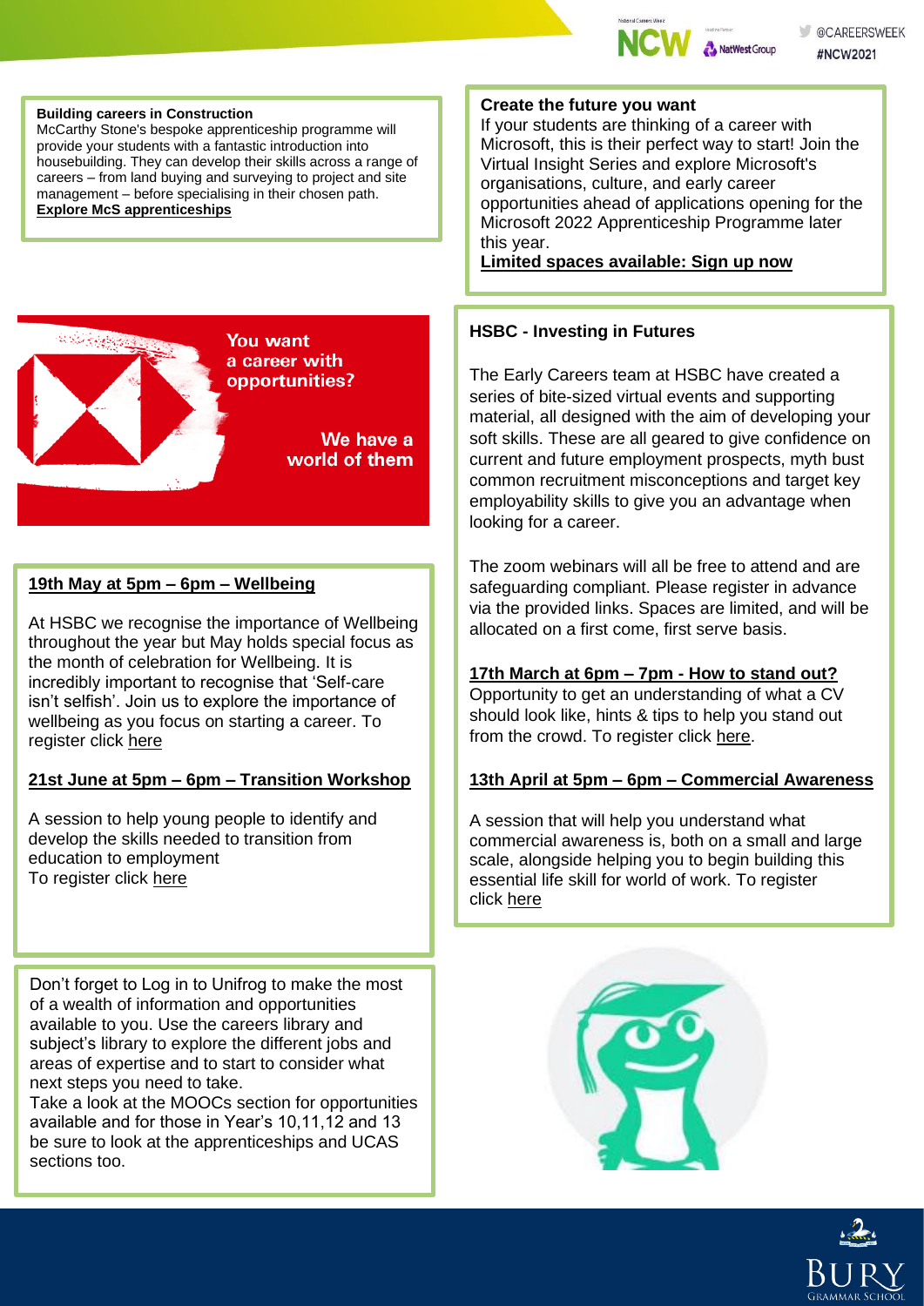### Building careers in Construction

McCarthy Stone's bespoke apprenticeship programme will provide your students with a fantastic introduction into housebuilding. They can develop their skills across a range of careers – from land buying and surveying to project and site management – before specialising in their chosen path.

**Explore McS apprenticeships**

### Create the future you want

If your students are thinking of a career with Microsoft, this is their perfect way to start! Join the Virtual Insight Series and explore Microsoft's organisations, culture, and early career opportunities ahead of applications opening for the Microsoft 2022 Apprenticeship Programme later this year.

**Limited spaces available: Sign up now**

You want a career with opportunities?

We have a world of them

### HSBC - Investing in Futures

The Early Careers team at HSBC have created a series of bite-sized virtual events and supporting material, all designed with the aim of developing your soft skills. These are all geared to give confidence on current and future employment prospects, myth bust common recruitment misconceptions and target key employability skills to give you an advantage when looking for a career.

The zoom webinars will all be free to attend and are safeguarding compliant. Please register in advance via the provided links. Spaces are limited, and will be allocated on a first come, first serve basis.

**17th March at 6pm – 7pm - How to stand out?**

Opportunity to get an understanding of what a CV should look like, hints & tips to help you stand out from the crowd. To register click here.

**13th April at 5pm – 6pm – Commercial Awareness**

A session that will help you understand what commercial awareness is, both on a small and large scale, alongside helping you to begin building this essential life skill for world of work. To register click here

**19th May at 5pm – 6pm – Wellbeing**

At HSBC we recognise the importance of Wellbeing throughout the year but May holds special focus as the month of celebration for Wellbeing. It is incredibly important to recognise that 'Self-care isn't selfish'. Join us to explore the importance of wellbeing as you focus on starting a career. To register click here

**21st June at 5pm – 6pm – Transition Workshop**

A session to help young people to identify and develop the skills needed to transition from education to employment
To register click here

Don't forget to Log in to Unifrog to make the most of a wealth of information and opportunities available to you. Use the careers library and subject's library to explore the different jobs and areas of expertise and to start to consider what next steps you need to take.
Take a look at the MOOCs section for opportunities available and for those in Year's 10,11,12 and 13 be sure to look at the apprenticeships and UCAS sections too.